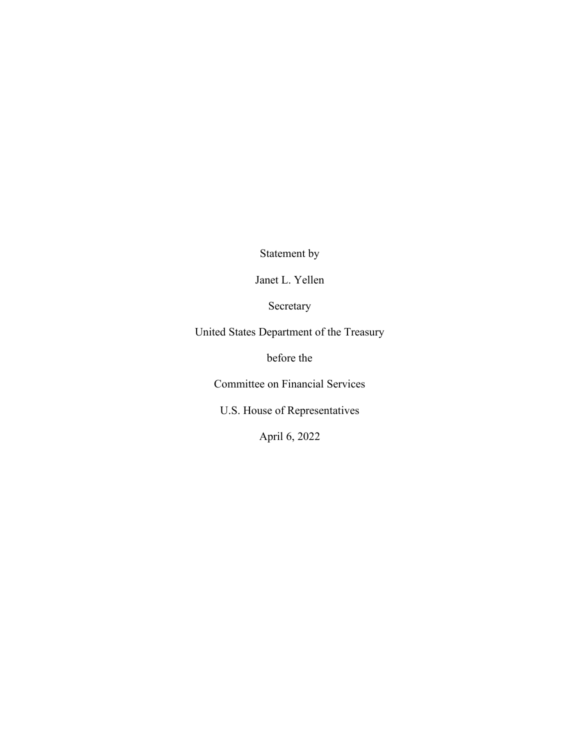Statement by

Janet L. Yellen

Secretary

United States Department of the Treasury

before the

Committee on Financial Services

U.S. House of Representatives

April 6, 2022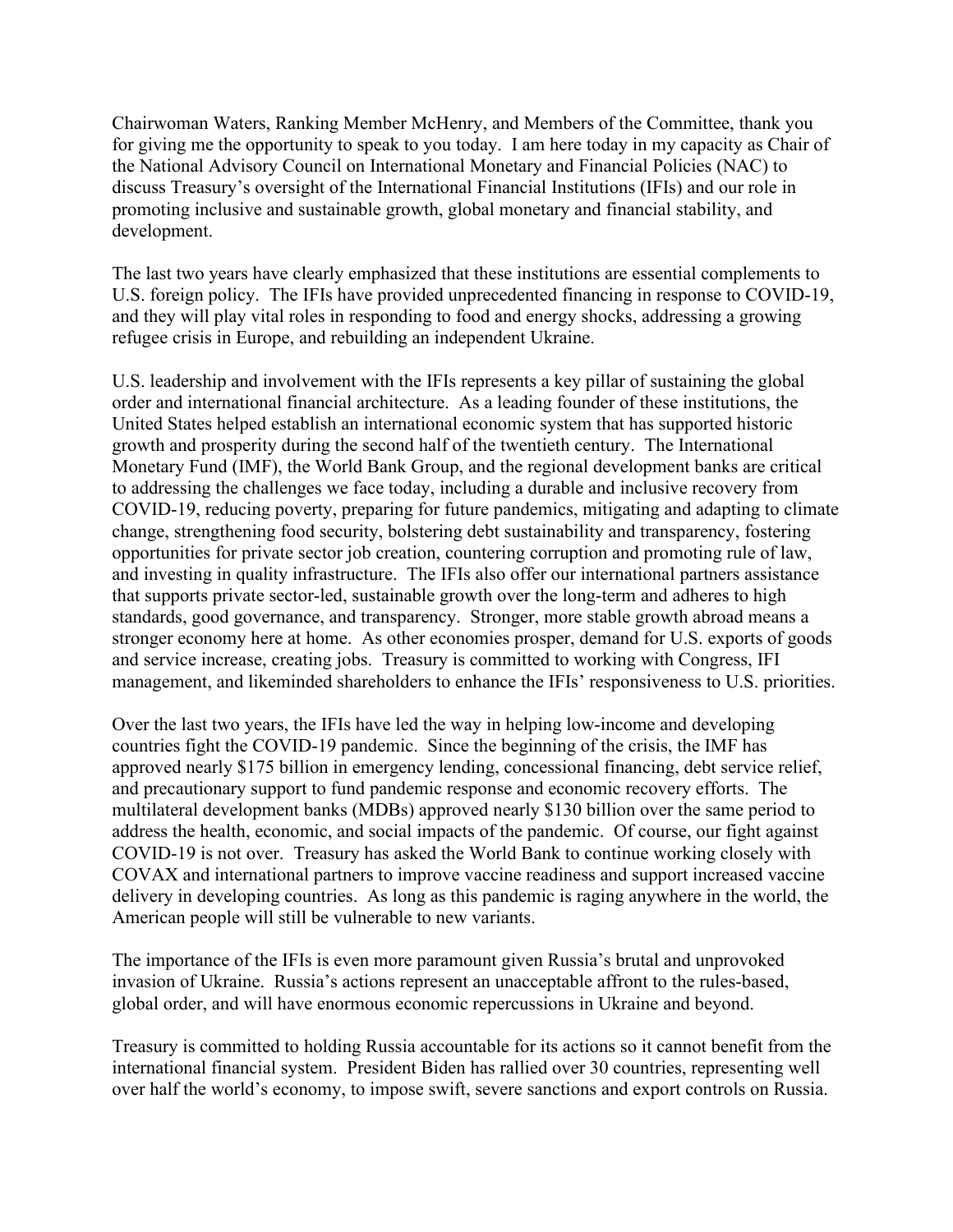Chairwoman Waters, Ranking Member McHenry, and Members of the Committee, thank you for giving me the opportunity to speak to you today. I am here today in my capacity as Chair of the National Advisory Council on International Monetary and Financial Policies (NAC) to discuss Treasury's oversight of the International Financial Institutions (IFIs) and our role in promoting inclusive and sustainable growth, global monetary and financial stability, and development.

The last two years have clearly emphasized that these institutions are essential complements to U.S. foreign policy. The IFIs have provided unprecedented financing in response to COVID-19, and they will play vital roles in responding to food and energy shocks, addressing a growing refugee crisis in Europe, and rebuilding an independent Ukraine.

U.S. leadership and involvement with the IFIs represents a key pillar of sustaining the global order and international financial architecture. As a leading founder of these institutions, the United States helped establish an international economic system that has supported historic growth and prosperity during the second half of the twentieth century. The International Monetary Fund (IMF), the World Bank Group, and the regional development banks are critical to addressing the challenges we face today, including a durable and inclusive recovery from COVID-19, reducing poverty, preparing for future pandemics, mitigating and adapting to climate change, strengthening food security, bolstering debt sustainability and transparency, fostering opportunities for private sector job creation, countering corruption and promoting rule of law, and investing in quality infrastructure. The IFIs also offer our international partners assistance that supports private sector-led, sustainable growth over the long-term and adheres to high standards, good governance, and transparency. Stronger, more stable growth abroad means a stronger economy here at home. As other economies prosper, demand for U.S. exports of goods and service increase, creating jobs. Treasury is committed to working with Congress, IFI management, and likeminded shareholders to enhance the IFIs' responsiveness to U.S. priorities.

Over the last two years, the IFIs have led the way in helping low-income and developing countries fight the COVID-19 pandemic. Since the beginning of the crisis, the IMF has approved nearly $175 billion in emergency lending, concessional financing, debt service relief, and precautionary support to fund pandemic response and economic recovery efforts. The multilateral development banks (MDBs) approved nearly $130 billion over the same period to address the health, economic, and social impacts of the pandemic. Of course, our fight against COVID-19 is not over. Treasury has asked the World Bank to continue working closely with COVAX and international partners to improve vaccine readiness and support increased vaccine delivery in developing countries. As long as this pandemic is raging anywhere in the world, the American people will still be vulnerable to new variants.

The importance of the IFIs is even more paramount given Russia's brutal and unprovoked invasion of Ukraine. Russia's actions represent an unacceptable affront to the rules-based, global order, and will have enormous economic repercussions in Ukraine and beyond.

Treasury is committed to holding Russia accountable for its actions so it cannot benefit from the international financial system. President Biden has rallied over 30 countries, representing well over half the world's economy, to impose swift, severe sanctions and export controls on Russia.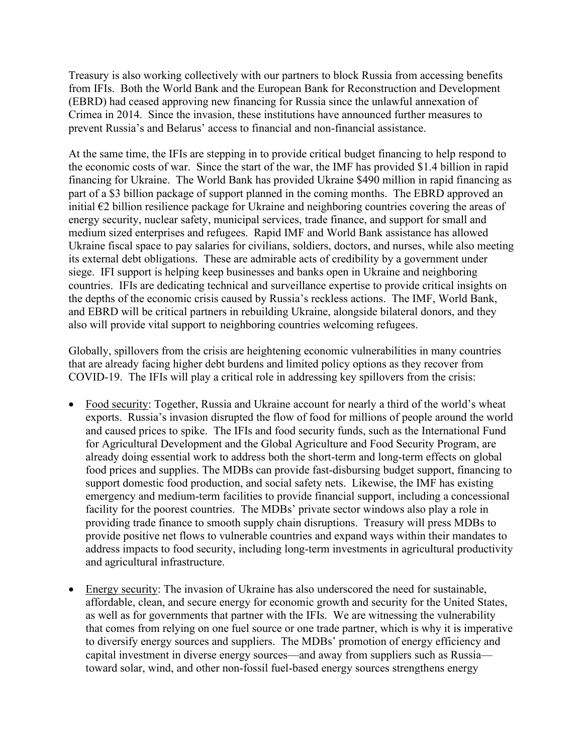Treasury is also working collectively with our partners to block Russia from accessing benefits from IFIs. Both the World Bank and the European Bank for Reconstruction and Development (EBRD) had ceased approving new financing for Russia since the unlawful annexation of Crimea in 2014. Since the invasion, these institutions have announced further measures to prevent Russia's and Belarus' access to financial and non-financial assistance.

At the same time, the IFIs are stepping in to provide critical budget financing to help respond to the economic costs of war. Since the start of the war, the IMF has provided $1.4 billion in rapid financing for Ukraine. The World Bank has provided Ukraine $490 million in rapid financing as part of a $3 billion package of support planned in the coming months. The EBRD approved an initial €2 billion resilience package for Ukraine and neighboring countries covering the areas of energy security, nuclear safety, municipal services, trade finance, and support for small and medium sized enterprises and refugees. Rapid IMF and World Bank assistance has allowed Ukraine fiscal space to pay salaries for civilians, soldiers, doctors, and nurses, while also meeting its external debt obligations. These are admirable acts of credibility by a government under siege. IFI support is helping keep businesses and banks open in Ukraine and neighboring countries. IFIs are dedicating technical and surveillance expertise to provide critical insights on the depths of the economic crisis caused by Russia's reckless actions. The IMF, World Bank, and EBRD will be critical partners in rebuilding Ukraine, alongside bilateral donors, and they also will provide vital support to neighboring countries welcoming refugees.

Globally, spillovers from the crisis are heightening economic vulnerabilities in many countries that are already facing higher debt burdens and limited policy options as they recover from COVID-19. The IFIs will play a critical role in addressing key spillovers from the crisis:

- <u>Food security</u>: Together, Russia and Ukraine account for nearly a third of the world's wheat exports. Russia's invasion disrupted the flow of food for millions of people around the world and caused prices to spike. The IFIs and food security funds, such as the International Fund for Agricultural Development and the Global Agriculture and Food Security Program, are already doing essential work to address both the short-term and long-term effects on global food prices and supplies. The MDBs can provide fast-disbursing budget support, financing to support domestic food production, and social safety nets. Likewise, the IMF has existing emergency and medium-term facilities to provide financial support, including a concessional facility for the poorest countries. The MDBs' private sector windows also play a role in providing trade finance to smooth supply chain disruptions. Treasury will press MDBs to provide positive net flows to vulnerable countries and expand ways within their mandates to address impacts to food security, including long-term investments in agricultural productivity and agricultural infrastructure.

- <u>Energy security</u>: The invasion of Ukraine has also underscored the need for sustainable, affordable, clean, and secure energy for economic growth and security for the United States, as well as for governments that partner with the IFIs. We are witnessing the vulnerability that comes from relying on one fuel source or one trade partner, which is why it is imperative to diversify energy sources and suppliers. The MDBs' promotion of energy efficiency and capital investment in diverse energy sources—and away from suppliers such as Russia—toward solar, wind, and other non-fossil fuel-based energy sources strengthens energy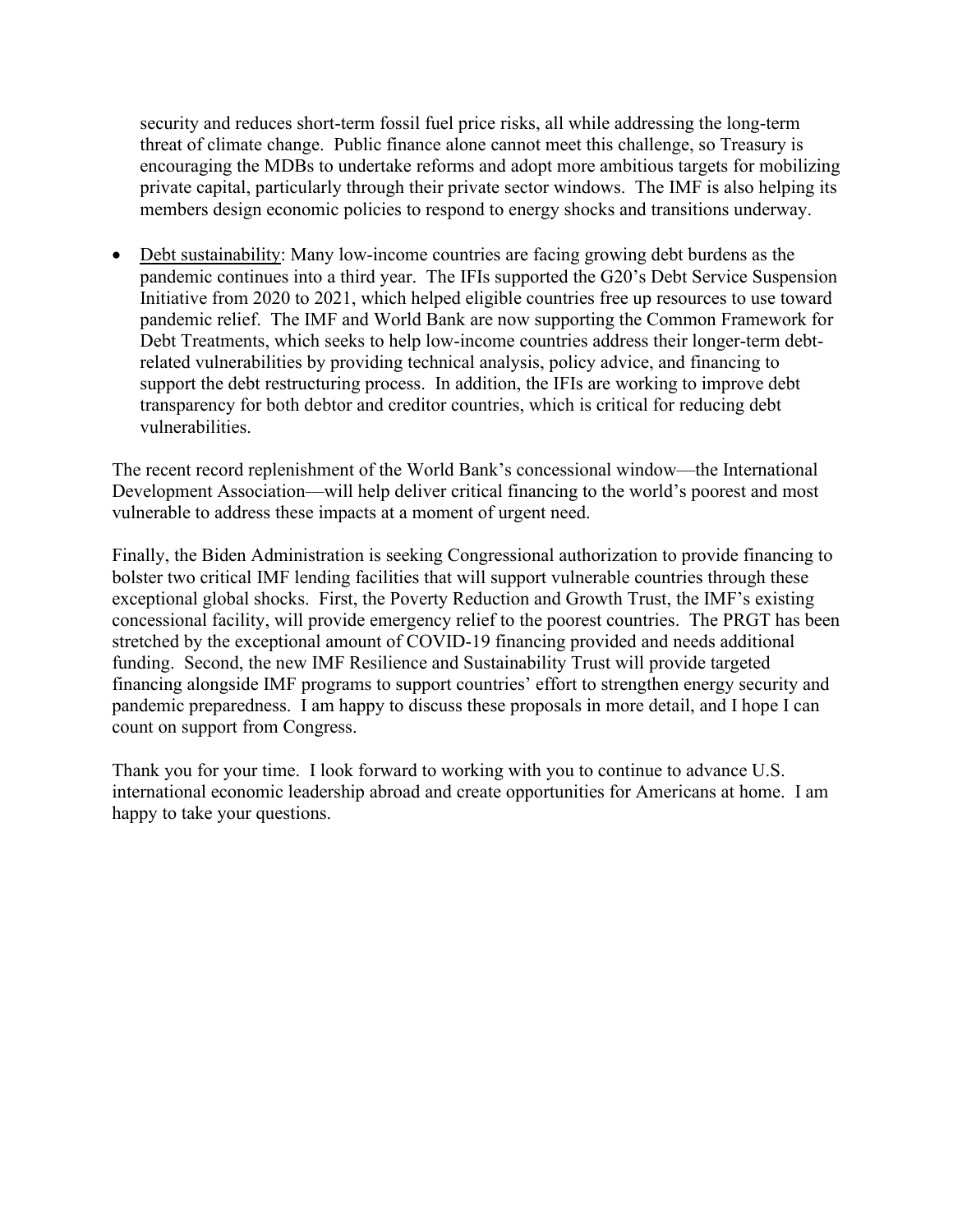security and reduces short-term fossil fuel price risks, all while addressing the long-term threat of climate change. Public finance alone cannot meet this challenge, so Treasury is encouraging the MDBs to undertake reforms and adopt more ambitious targets for mobilizing private capital, particularly through their private sector windows. The IMF is also helping its members design economic policies to respond to energy shocks and transitions underway.

- Debt sustainability: Many low-income countries are facing growing debt burdens as the pandemic continues into a third year. The IFIs supported the G20's Debt Service Suspension Initiative from 2020 to 2021, which helped eligible countries free up resources to use toward pandemic relief. The IMF and World Bank are now supporting the Common Framework for Debt Treatments, which seeks to help low-income countries address their longer-term debt-related vulnerabilities by providing technical analysis, policy advice, and financing to support the debt restructuring process. In addition, the IFIs are working to improve debt transparency for both debtor and creditor countries, which is critical for reducing debt vulnerabilities.

The recent record replenishment of the World Bank's concessional window—the International Development Association—will help deliver critical financing to the world's poorest and most vulnerable to address these impacts at a moment of urgent need.

Finally, the Biden Administration is seeking Congressional authorization to provide financing to bolster two critical IMF lending facilities that will support vulnerable countries through these exceptional global shocks. First, the Poverty Reduction and Growth Trust, the IMF's existing concessional facility, will provide emergency relief to the poorest countries. The PRGT has been stretched by the exceptional amount of COVID-19 financing provided and needs additional funding. Second, the new IMF Resilience and Sustainability Trust will provide targeted financing alongside IMF programs to support countries' effort to strengthen energy security and pandemic preparedness. I am happy to discuss these proposals in more detail, and I hope I can count on support from Congress.

Thank you for your time. I look forward to working with you to continue to advance U.S. international economic leadership abroad and create opportunities for Americans at home. I am happy to take your questions.